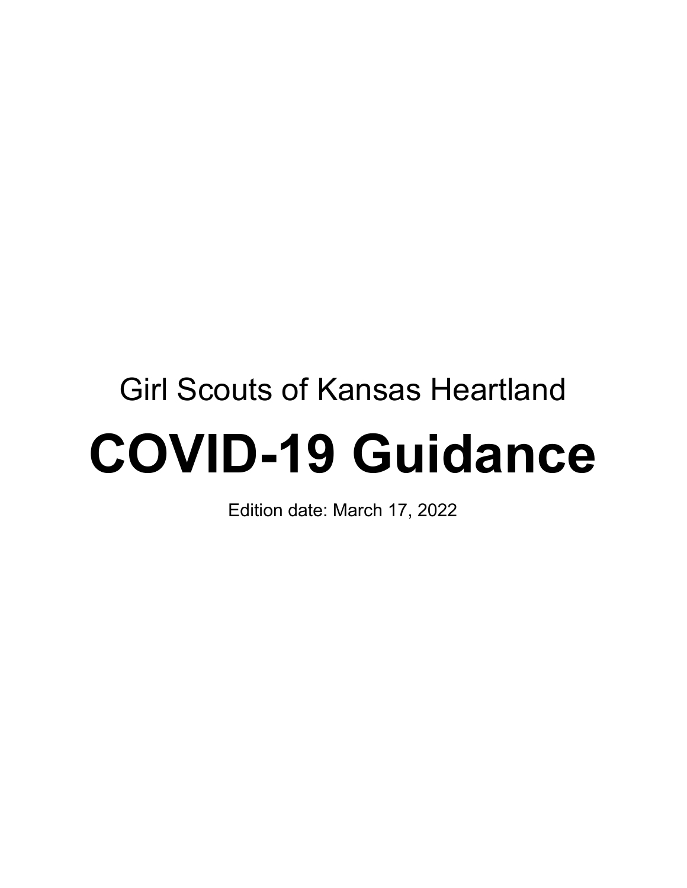Girl Scouts of Kansas Heartland

# COVID-19 Guidance

Edition date: March 17, 2022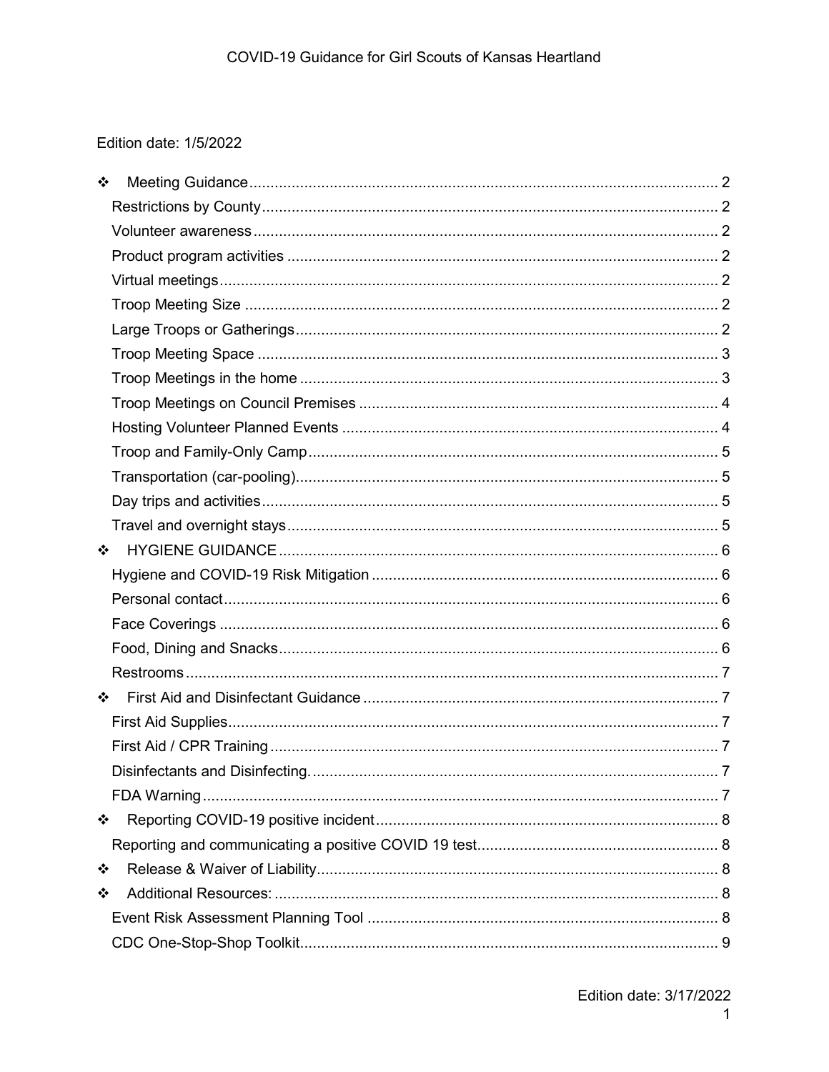COVID-19 Guidance for Girl Scouts of Kansas Heartland

Edition date: 1/5/2022

- ❖ Meeting Guidance .......... 2
  - Restrictions by County .......... 2
  - Volunteer awareness .......... 2
  - Product program activities .......... 2
  - Virtual meetings .......... 2
  - Troop Meeting Size .......... 2
  - Large Troops or Gatherings .......... 2
  - Troop Meeting Space .......... 3
  - Troop Meetings in the home .......... 3
  - Troop Meetings on Council Premises .......... 4
  - Hosting Volunteer Planned Events .......... 4
  - Troop and Family-Only Camp .......... 5
  - Transportation (car-pooling) .......... 5
  - Day trips and activities .......... 5
  - Travel and overnight stays .......... 5
- ❖ HYGIENE GUIDANCE .......... 6
  - Hygiene and COVID-19 Risk Mitigation .......... 6
  - Personal contact .......... 6
  - Face Coverings .......... 6
  - Food, Dining and Snacks .......... 6
  - Restrooms .......... 7
- ❖ First Aid and Disinfectant Guidance .......... 7
  - First Aid Supplies .......... 7
  - First Aid / CPR Training .......... 7
  - Disinfectants and Disinfecting. .......... 7
  - FDA Warning .......... 7
- ❖ Reporting COVID-19 positive incident .......... 8
  - Reporting and communicating a positive COVID 19 test .......... 8
- ❖ Release & Waiver of Liability .......... 8
- ❖ Additional Resources: .......... 8
  - Event Risk Assessment Planning Tool .......... 8
  - CDC One-Stop-Shop Toolkit .......... 9

Edition date: 3/17/2022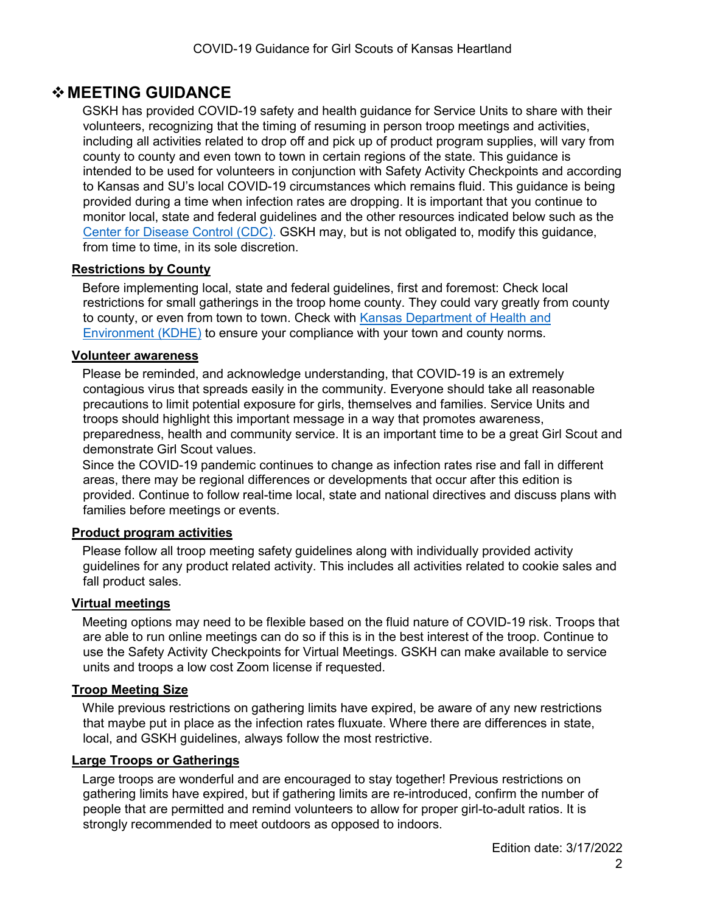# ❖ MEETING GUIDANCE

GSKH has provided COVID-19 safety and health guidance for Service Units to share with their volunteers, recognizing that the timing of resuming in person troop meetings and activities, including all activities related to drop off and pick up of product program supplies, will vary from county to county and even town to town in certain regions of the state. This guidance is intended to be used for volunteers in conjunction with Safety Activity Checkpoints and according to Kansas and SU's local COVID-19 circumstances which remains fluid. This guidance is being provided during a time when infection rates are dropping. It is important that you continue to monitor local, state and federal guidelines and the other resources indicated below such as the Center for Disease Control (CDC). GSKH may, but is not obligated to, modify this guidance, from time to time, in its sole discretion.

**Restrictions by County**

Before implementing local, state and federal guidelines, first and foremost: Check local restrictions for small gatherings in the troop home county. They could vary greatly from county to county, or even from town to town. Check with Kansas Department of Health and Environment (KDHE) to ensure your compliance with your town and county norms.

**Volunteer awareness**

Please be reminded, and acknowledge understanding, that COVID-19 is an extremely contagious virus that spreads easily in the community. Everyone should take all reasonable precautions to limit potential exposure for girls, themselves and families. Service Units and troops should highlight this important message in a way that promotes awareness, preparedness, health and community service. It is an important time to be a great Girl Scout and demonstrate Girl Scout values.

Since the COVID-19 pandemic continues to change as infection rates rise and fall in different areas, there may be regional differences or developments that occur after this edition is provided. Continue to follow real-time local, state and national directives and discuss plans with families before meetings or events.

**Product program activities**

Please follow all troop meeting safety guidelines along with individually provided activity guidelines for any product related activity. This includes all activities related to cookie sales and fall product sales.

**Virtual meetings**

Meeting options may need to be flexible based on the fluid nature of COVID-19 risk. Troops that are able to run online meetings can do so if this is in the best interest of the troop. Continue to use the Safety Activity Checkpoints for Virtual Meetings. GSKH can make available to service units and troops a low cost Zoom license if requested.

**Troop Meeting Size**

While previous restrictions on gathering limits have expired, be aware of any new restrictions that maybe put in place as the infection rates fluxuate. Where there are differences in state, local, and GSKH guidelines, always follow the most restrictive.

**Large Troops or Gatherings**

Large troops are wonderful and are encouraged to stay together! Previous restrictions on gathering limits have expired, but if gathering limits are re-introduced, confirm the number of people that are permitted and remind volunteers to allow for proper girl-to-adult ratios. It is strongly recommended to meet outdoors as opposed to indoors.

Edition date: 3/17/2022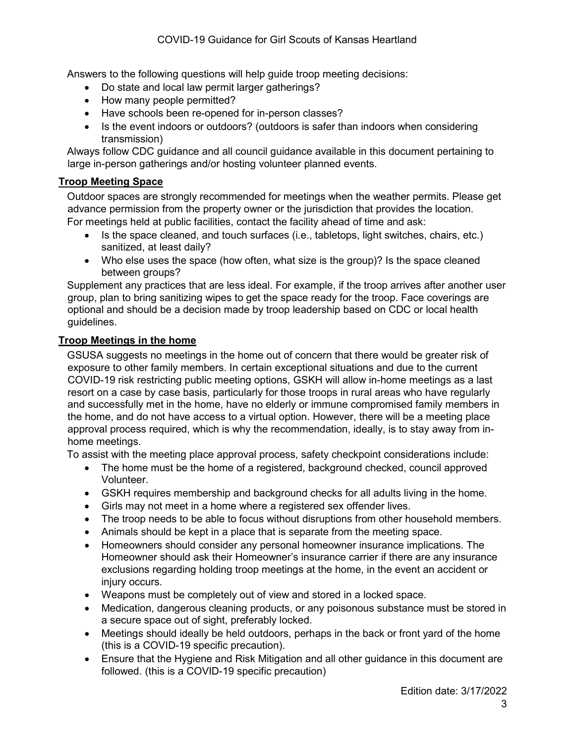Answers to the following questions will help guide troop meeting decisions:

- Do state and local law permit larger gatherings?
- How many people permitted?
- Have schools been re-opened for in-person classes?
- Is the event indoors or outdoors? (outdoors is safer than indoors when considering transmission)

Always follow CDC guidance and all council guidance available in this document pertaining to large in-person gatherings and/or hosting volunteer planned events.

### Troop Meeting Space

Outdoor spaces are strongly recommended for meetings when the weather permits. Please get advance permission from the property owner or the jurisdiction that provides the location.
For meetings held at public facilities, contact the facility ahead of time and ask:

- Is the space cleaned, and touch surfaces (i.e., tabletops, light switches, chairs, etc.) sanitized, at least daily?
- Who else uses the space (how often, what size is the group)? Is the space cleaned between groups?

Supplement any practices that are less ideal. For example, if the troop arrives after another user group, plan to bring sanitizing wipes to get the space ready for the troop. Face coverings are optional and should be a decision made by troop leadership based on CDC or local health guidelines.

### Troop Meetings in the home

GSUSA suggests no meetings in the home out of concern that there would be greater risk of exposure to other family members. In certain exceptional situations and due to the current COVID-19 risk restricting public meeting options, GSKH will allow in-home meetings as a last resort on a case by case basis, particularly for those troops in rural areas who have regularly and successfully met in the home, have no elderly or immune compromised family members in the home, and do not have access to a virtual option. However, there will be a meeting place approval process required, which is why the recommendation, ideally, is to stay away from in-home meetings.

To assist with the meeting place approval process, safety checkpoint considerations include:

- The home must be the home of a registered, background checked, council approved Volunteer.
- GSKH requires membership and background checks for all adults living in the home.
- Girls may not meet in a home where a registered sex offender lives.
- The troop needs to be able to focus without disruptions from other household members.
- Animals should be kept in a place that is separate from the meeting space.
- Homeowners should consider any personal homeowner insurance implications. The Homeowner should ask their Homeowner's insurance carrier if there are any insurance exclusions regarding holding troop meetings at the home, in the event an accident or injury occurs.
- Weapons must be completely out of view and stored in a locked space.
- Medication, dangerous cleaning products, or any poisonous substance must be stored in a secure space out of sight, preferably locked.
- Meetings should ideally be held outdoors, perhaps in the back or front yard of the home (this is a COVID-19 specific precaution).
- Ensure that the Hygiene and Risk Mitigation and all other guidance in this document are followed. (this is a COVID-19 specific precaution)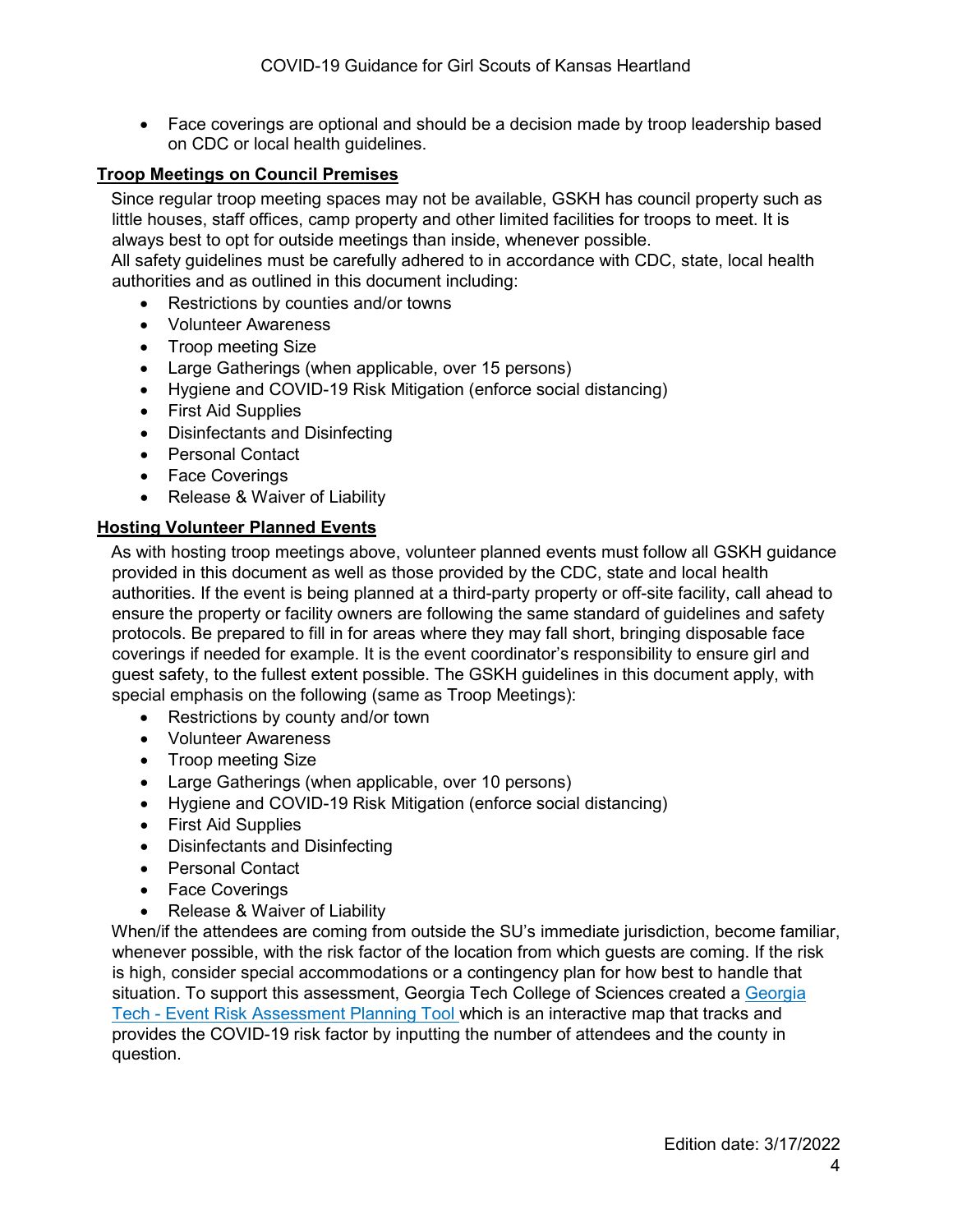- Face coverings are optional and should be a decision made by troop leadership based on CDC or local health guidelines.

## Troop Meetings on Council Premises

Since regular troop meeting spaces may not be available, GSKH has council property such as little houses, staff offices, camp property and other limited facilities for troops to meet. It is always best to opt for outside meetings than inside, whenever possible.
All safety guidelines must be carefully adhered to in accordance with CDC, state, local health authorities and as outlined in this document including:

- Restrictions by counties and/or towns
- Volunteer Awareness
- Troop meeting Size
- Large Gatherings (when applicable, over 15 persons)
- Hygiene and COVID-19 Risk Mitigation (enforce social distancing)
- First Aid Supplies
- Disinfectants and Disinfecting
- Personal Contact
- Face Coverings
- Release & Waiver of Liability

## Hosting Volunteer Planned Events

As with hosting troop meetings above, volunteer planned events must follow all GSKH guidance provided in this document as well as those provided by the CDC, state and local health authorities. If the event is being planned at a third-party property or off-site facility, call ahead to ensure the property or facility owners are following the same standard of guidelines and safety protocols. Be prepared to fill in for areas where they may fall short, bringing disposable face coverings if needed for example. It is the event coordinator's responsibility to ensure girl and guest safety, to the fullest extent possible. The GSKH guidelines in this document apply, with special emphasis on the following (same as Troop Meetings):

- Restrictions by county and/or town
- Volunteer Awareness
- Troop meeting Size
- Large Gatherings (when applicable, over 10 persons)
- Hygiene and COVID-19 Risk Mitigation (enforce social distancing)
- First Aid Supplies
- Disinfectants and Disinfecting
- Personal Contact
- Face Coverings
- Release & Waiver of Liability

When/if the attendees are coming from outside the SU's immediate jurisdiction, become familiar, whenever possible, with the risk factor of the location from which guests are coming. If the risk is high, consider special accommodations or a contingency plan for how best to handle that situation. To support this assessment, Georgia Tech College of Sciences created a Georgia Tech - Event Risk Assessment Planning Tool which is an interactive map that tracks and provides the COVID-19 risk factor by inputting the number of attendees and the county in question.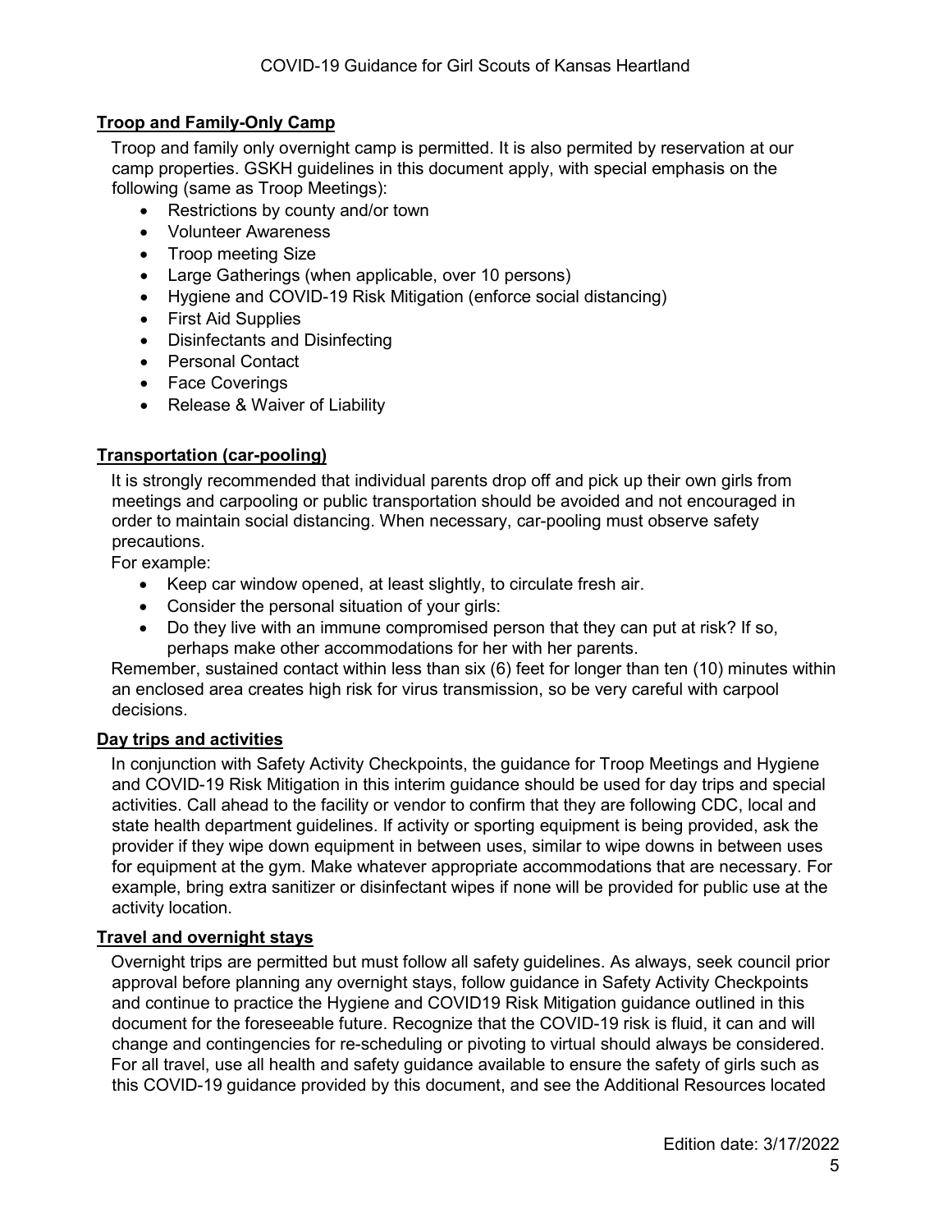## Troop and Family-Only Camp

Troop and family only overnight camp is permitted. It is also permited by reservation at our camp properties. GSKH guidelines in this document apply, with special emphasis on the following (same as Troop Meetings):

- Restrictions by county and/or town
- Volunteer Awareness
- Troop meeting Size
- Large Gatherings (when applicable, over 10 persons)
- Hygiene and COVID-19 Risk Mitigation (enforce social distancing)
- First Aid Supplies
- Disinfectants and Disinfecting
- Personal Contact
- Face Coverings
- Release & Waiver of Liability

## Transportation (car-pooling)

It is strongly recommended that individual parents drop off and pick up their own girls from meetings and carpooling or public transportation should be avoided and not encouraged in order to maintain social distancing. When necessary, car-pooling must observe safety precautions.

For example:

- Keep car window opened, at least slightly, to circulate fresh air.
- Consider the personal situation of your girls:
- Do they live with an immune compromised person that they can put at risk? If so, perhaps make other accommodations for her with her parents.

Remember, sustained contact within less than six (6) feet for longer than ten (10) minutes within an enclosed area creates high risk for virus transmission, so be very careful with carpool decisions.

## Day trips and activities

In conjunction with Safety Activity Checkpoints, the guidance for Troop Meetings and Hygiene and COVID-19 Risk Mitigation in this interim guidance should be used for day trips and special activities. Call ahead to the facility or vendor to confirm that they are following CDC, local and state health department guidelines. If activity or sporting equipment is being provided, ask the provider if they wipe down equipment in between uses, similar to wipe downs in between uses for equipment at the gym. Make whatever appropriate accommodations that are necessary. For example, bring extra sanitizer or disinfectant wipes if none will be provided for public use at the activity location.

## Travel and overnight stays

Overnight trips are permitted but must follow all safety guidelines. As always, seek council prior approval before planning any overnight stays, follow guidance in Safety Activity Checkpoints and continue to practice the Hygiene and COVID19 Risk Mitigation guidance outlined in this document for the foreseeable future. Recognize that the COVID-19 risk is fluid, it can and will change and contingencies for re-scheduling or pivoting to virtual should always be considered. For all travel, use all health and safety guidance available to ensure the safety of girls such as this COVID-19 guidance provided by this document, and see the Additional Resources located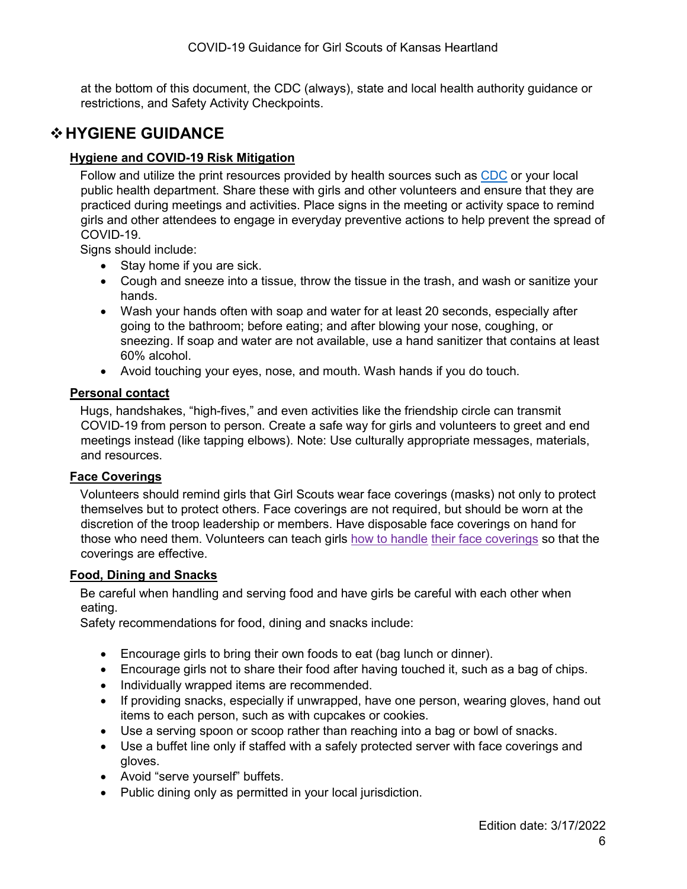at the bottom of this document, the CDC (always), state and local health authority guidance or restrictions, and Safety Activity Checkpoints.

# ❖ HYGIENE GUIDANCE

## Hygiene and COVID-19 Risk Mitigation

Follow and utilize the print resources provided by health sources such as CDC or your local public health department. Share these with girls and other volunteers and ensure that they are practiced during meetings and activities. Place signs in the meeting or activity space to remind girls and other attendees to engage in everyday preventive actions to help prevent the spread of COVID-19.

Signs should include:

- Stay home if you are sick.
- Cough and sneeze into a tissue, throw the tissue in the trash, and wash or sanitize your hands.
- Wash your hands often with soap and water for at least 20 seconds, especially after going to the bathroom; before eating; and after blowing your nose, coughing, or sneezing. If soap and water are not available, use a hand sanitizer that contains at least 60% alcohol.
- Avoid touching your eyes, nose, and mouth. Wash hands if you do touch.

## Personal contact

Hugs, handshakes, "high-fives," and even activities like the friendship circle can transmit COVID-19 from person to person. Create a safe way for girls and volunteers to greet and end meetings instead (like tapping elbows). Note: Use culturally appropriate messages, materials, and resources.

## Face Coverings

Volunteers should remind girls that Girl Scouts wear face coverings (masks) not only to protect themselves but to protect others. Face coverings are not required, but should be worn at the discretion of the troop leadership or members. Have disposable face coverings on hand for those who need them. Volunteers can teach girls how to handle their face coverings so that the coverings are effective.

## Food, Dining and Snacks

Be careful when handling and serving food and have girls be careful with each other when eating.

Safety recommendations for food, dining and snacks include:

- Encourage girls to bring their own foods to eat (bag lunch or dinner).
- Encourage girls not to share their food after having touched it, such as a bag of chips.
- Individually wrapped items are recommended.
- If providing snacks, especially if unwrapped, have one person, wearing gloves, hand out items to each person, such as with cupcakes or cookies.
- Use a serving spoon or scoop rather than reaching into a bag or bowl of snacks.
- Use a buffet line only if staffed with a safely protected server with face coverings and gloves.
- Avoid "serve yourself" buffets.
- Public dining only as permitted in your local jurisdiction.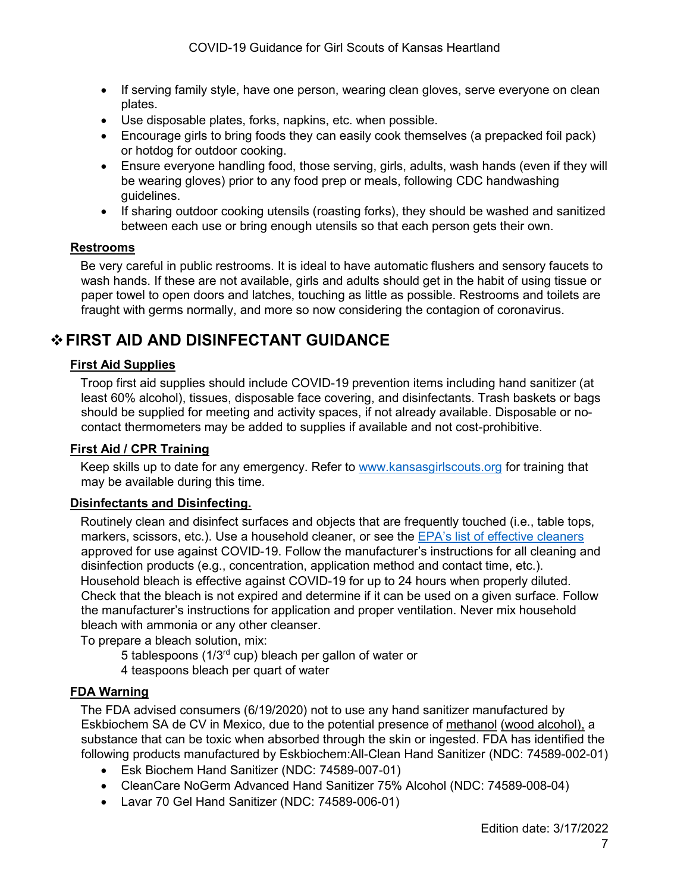- If serving family style, have one person, wearing clean gloves, serve everyone on clean plates.
- Use disposable plates, forks, napkins, etc. when possible.
- Encourage girls to bring foods they can easily cook themselves (a prepacked foil pack) or hotdog for outdoor cooking.
- Ensure everyone handling food, those serving, girls, adults, wash hands (even if they will be wearing gloves) prior to any food prep or meals, following CDC handwashing guidelines.
- If sharing outdoor cooking utensils (roasting forks), they should be washed and sanitized between each use or bring enough utensils so that each person gets their own.

### Restrooms

Be very careful in public restrooms. It is ideal to have automatic flushers and sensory faucets to wash hands. If these are not available, girls and adults should get in the habit of using tissue or paper towel to open doors and latches, touching as little as possible. Restrooms and toilets are fraught with germs normally, and more so now considering the contagion of coronavirus.

## ❖ FIRST AID AND DISINFECTANT GUIDANCE

### First Aid Supplies

Troop first aid supplies should include COVID-19 prevention items including hand sanitizer (at least 60% alcohol), tissues, disposable face covering, and disinfectants. Trash baskets or bags should be supplied for meeting and activity spaces, if not already available. Disposable or no-contact thermometers may be added to supplies if available and not cost-prohibitive.

### First Aid / CPR Training

Keep skills up to date for any emergency. Refer to [www.kansasgirlscouts.org](www.kansasgirlscouts.org) for training that may be available during this time.

### Disinfectants and Disinfecting.

Routinely clean and disinfect surfaces and objects that are frequently touched (i.e., table tops, markers, scissors, etc.). Use a household cleaner, or see the EPA's list of effective cleaners approved for use against COVID-19. Follow the manufacturer's instructions for all cleaning and disinfection products (e.g., concentration, application method and contact time, etc.).
Household bleach is effective against COVID-19 for up to 24 hours when properly diluted. Check that the bleach is not expired and determine if it can be used on a given surface. Follow the manufacturer's instructions for application and proper ventilation. Never mix household bleach with ammonia or any other cleanser.
To prepare a bleach solution, mix:

5 tablespoons (1/3rd cup) bleach per gallon of water or
4 teaspoons bleach per quart of water

### FDA Warning

The FDA advised consumers (6/19/2020) not to use any hand sanitizer manufactured by Eskbiochem SA de CV in Mexico, due to the potential presence of methanol (wood alcohol), a substance that can be toxic when absorbed through the skin or ingested. FDA has identified the following products manufactured by Eskbiochem:All-Clean Hand Sanitizer (NDC: 74589-002-01)

- Esk Biochem Hand Sanitizer (NDC: 74589-007-01)
- CleanCare NoGerm Advanced Hand Sanitizer 75% Alcohol (NDC: 74589-008-04)
- Lavar 70 Gel Hand Sanitizer (NDC: 74589-006-01)

Edition date: 3/17/2022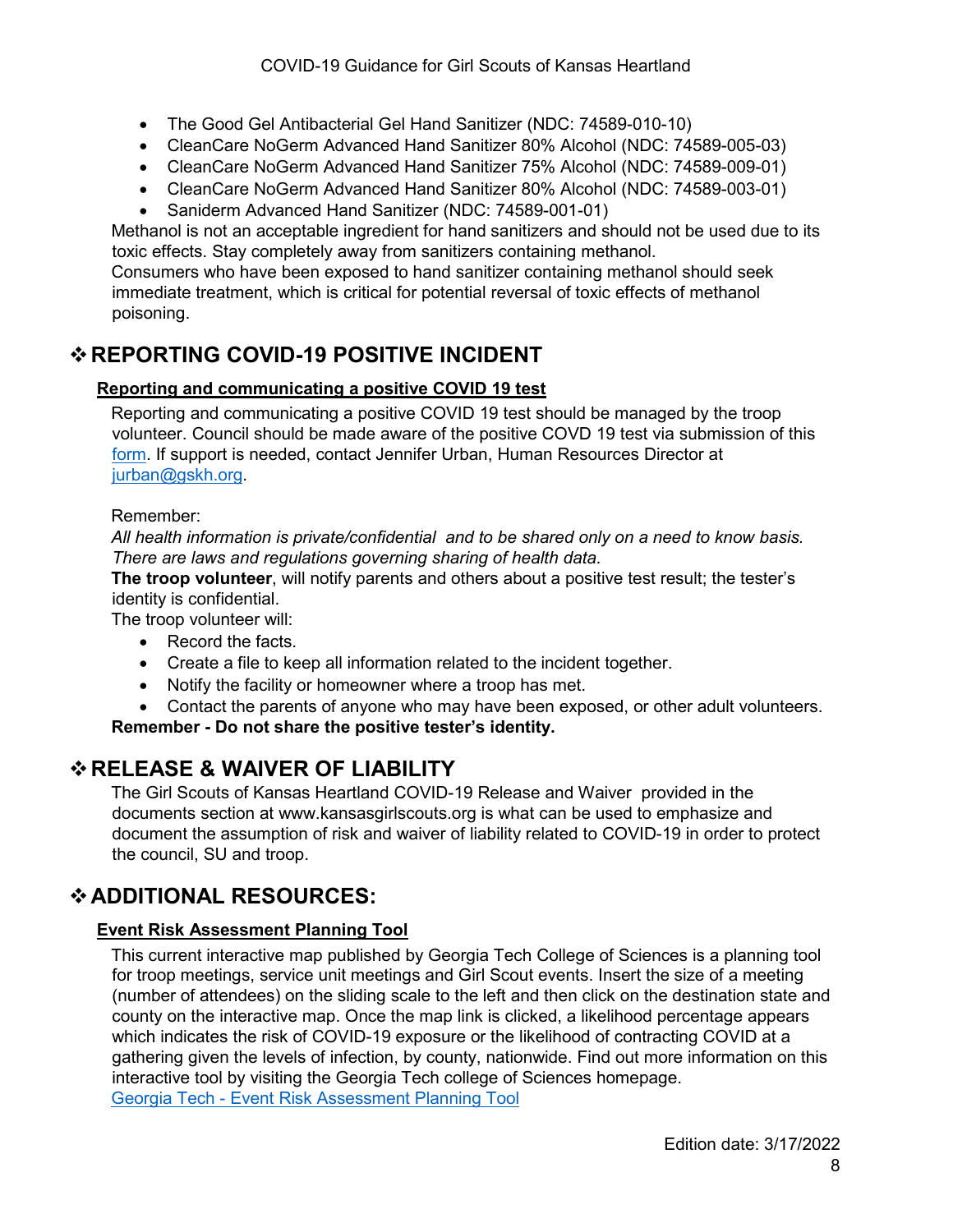- The Good Gel Antibacterial Gel Hand Sanitizer (NDC: 74589-010-10)
- CleanCare NoGerm Advanced Hand Sanitizer 80% Alcohol (NDC: 74589-005-03)
- CleanCare NoGerm Advanced Hand Sanitizer 75% Alcohol (NDC: 74589-009-01)
- CleanCare NoGerm Advanced Hand Sanitizer 80% Alcohol (NDC: 74589-003-01)
- Saniderm Advanced Hand Sanitizer (NDC: 74589-001-01)

Methanol is not an acceptable ingredient for hand sanitizers and should not be used due to its toxic effects. Stay completely away from sanitizers containing methanol.
Consumers who have been exposed to hand sanitizer containing methanol should seek immediate treatment, which is critical for potential reversal of toxic effects of methanol poisoning.

## ❖ REPORTING COVID-19 POSITIVE INCIDENT

### Reporting and communicating a positive COVID 19 test

Reporting and communicating a positive COVID 19 test should be managed by the troop volunteer. Council should be made aware of the positive COVD 19 test via submission of this form. If support is needed, contact Jennifer Urban, Human Resources Director at jurban@gskh.org.

Remember:
*All health information is private/confidential and to be shared only on a need to know basis. There are laws and regulations governing sharing of health data.*
**The troop volunteer**, will notify parents and others about a positive test result; the tester's identity is confidential.
The troop volunteer will:

- Record the facts.
- Create a file to keep all information related to the incident together.
- Notify the facility or homeowner where a troop has met.
- Contact the parents of anyone who may have been exposed, or other adult volunteers.

**Remember - Do not share the positive tester's identity.**

## ❖ RELEASE & WAIVER OF LIABILITY

The Girl Scouts of Kansas Heartland COVID-19 Release and Waiver provided in the documents section at www.kansasgirlscouts.org is what can be used to emphasize and document the assumption of risk and waiver of liability related to COVID-19 in order to protect the council, SU and troop.

## ❖ ADDITIONAL RESOURCES:

### Event Risk Assessment Planning Tool

This current interactive map published by Georgia Tech College of Sciences is a planning tool for troop meetings, service unit meetings and Girl Scout events. Insert the size of a meeting (number of attendees) on the sliding scale to the left and then click on the destination state and county on the interactive map. Once the map link is clicked, a likelihood percentage appears which indicates the risk of COVID-19 exposure or the likelihood of contracting COVID at a gathering given the levels of infection, by county, nationwide. Find out more information on this interactive tool by visiting the Georgia Tech college of Sciences homepage.
Georgia Tech - Event Risk Assessment Planning Tool

Edition date: 3/17/2022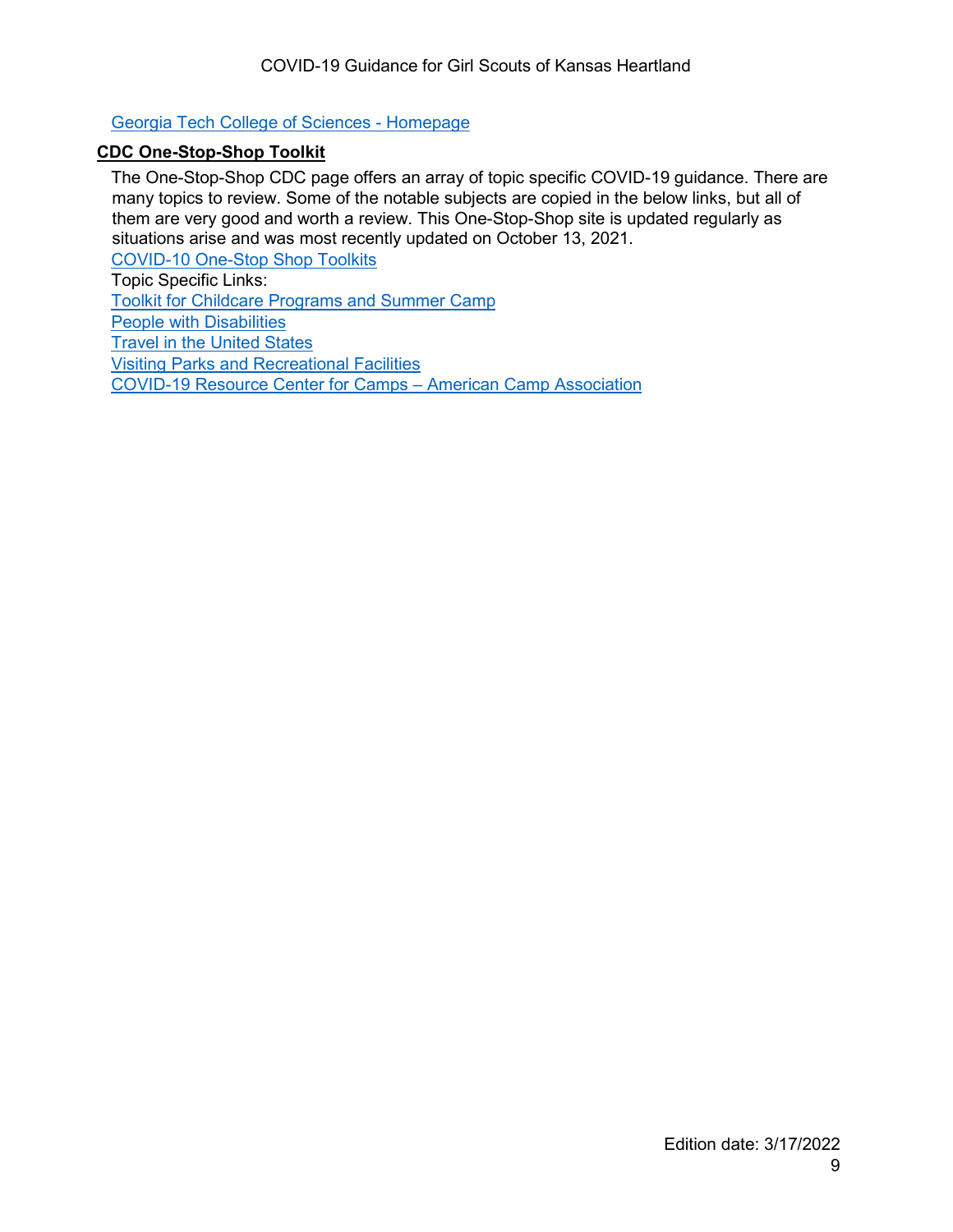Georgia Tech College of Sciences - Homepage

**CDC One-Stop-Shop Toolkit**

The One-Stop-Shop CDC page offers an array of topic specific COVID-19 guidance. There are many topics to review. Some of the notable subjects are copied in the below links, but all of them are very good and worth a review. This One-Stop-Shop site is updated regularly as situations arise and was most recently updated on October 13, 2021.

COVID-10 One-Stop Shop Toolkits

Topic Specific Links:

Toolkit for Childcare Programs and Summer Camp

People with Disabilities

Travel in the United States

Visiting Parks and Recreational Facilities

COVID-19 Resource Center for Camps – American Camp Association